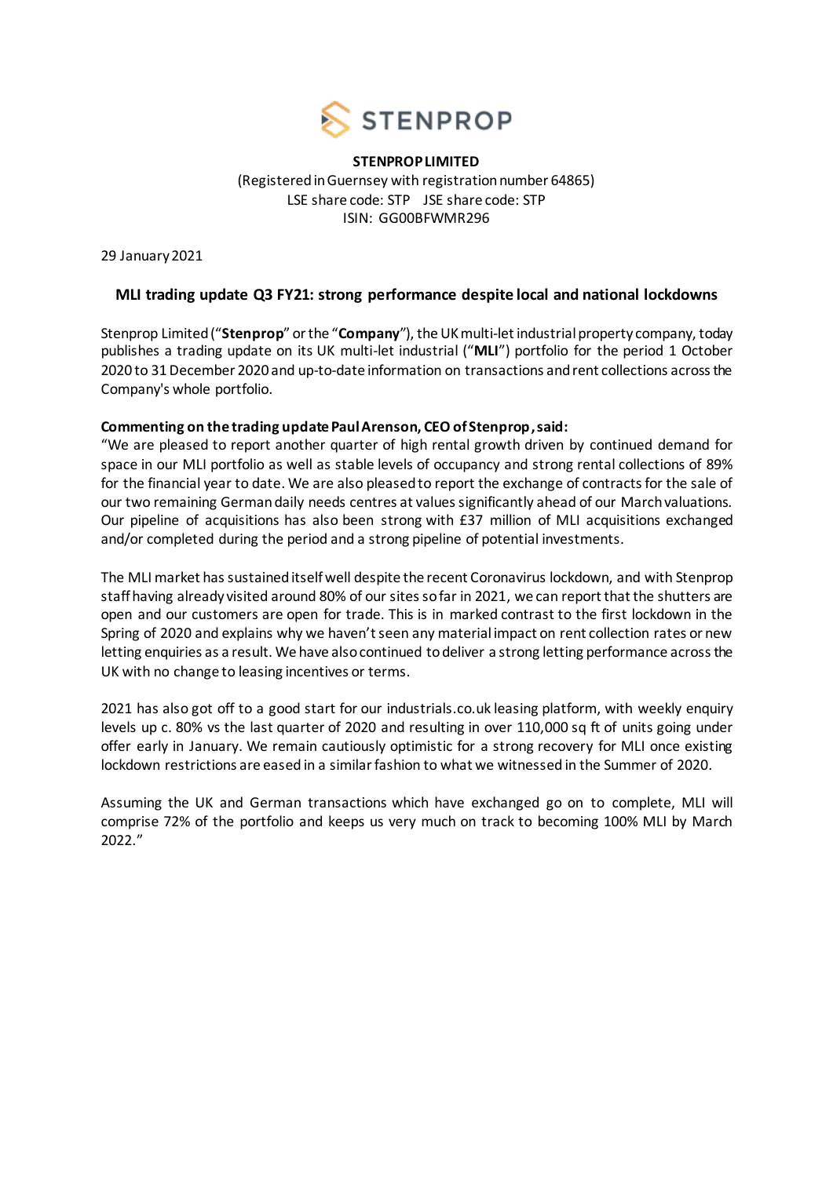**STENPROP LIMITED**

(Registered in Guernsey with registration number 64865)
LSE share code: STP JSE share code: STP
ISIN: GG00BFWMR296

29 January 2021

## MLI trading update Q3 FY21: strong performance despite local and national lockdowns

Stenprop Limited ("**Stenprop**" or the "**Company**"), the UK multi-let industrial property company, today publishes a trading update on its UK multi-let industrial ("**MLI**") portfolio for the period 1 October 2020 to 31 December 2020 and up-to-date information on transactions and rent collections across the Company's whole portfolio.

**Commenting on the trading update Paul Arenson, CEO of Stenprop, said:**

"We are pleased to report another quarter of high rental growth driven by continued demand for space in our MLI portfolio as well as stable levels of occupancy and strong rental collections of 89% for the financial year to date. We are also pleased to report the exchange of contracts for the sale of our two remaining German daily needs centres at values significantly ahead of our March valuations. Our pipeline of acquisitions has also been strong with £37 million of MLI acquisitions exchanged and/or completed during the period and a strong pipeline of potential investments.

The MLI market has sustained itself well despite the recent Coronavirus lockdown, and with Stenprop staff having already visited around 80% of our sites so far in 2021, we can report that the shutters are open and our customers are open for trade. This is in marked contrast to the first lockdown in the Spring of 2020 and explains why we haven't seen any material impact on rent collection rates or new letting enquiries as a result. We have also continued to deliver a strong letting performance across the UK with no change to leasing incentives or terms.

2021 has also got off to a good start for our industrials.co.uk leasing platform, with weekly enquiry levels up c. 80% vs the last quarter of 2020 and resulting in over 110,000 sq ft of units going under offer early in January. We remain cautiously optimistic for a strong recovery for MLI once existing lockdown restrictions are eased in a similar fashion to what we witnessed in the Summer of 2020.

Assuming the UK and German transactions which have exchanged go on to complete, MLI will comprise 72% of the portfolio and keeps us very much on track to becoming 100% MLI by March 2022."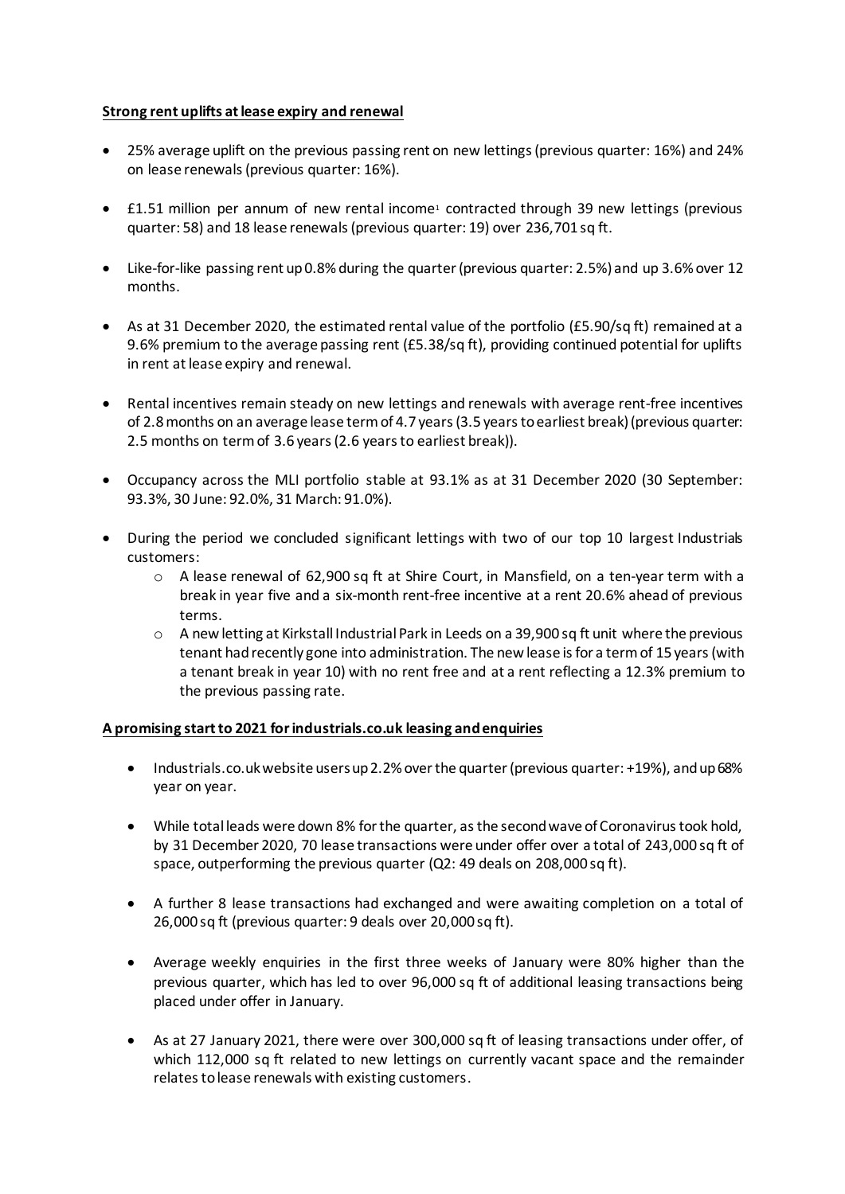**Strong rent uplifts at lease expiry and renewal**

- 25% average uplift on the previous passing rent on new lettings (previous quarter: 16%) and 24% on lease renewals (previous quarter: 16%).
- £1.51 million per annum of new rental income[1] contracted through 39 new lettings (previous quarter: 58) and 18 lease renewals (previous quarter: 19) over 236,701 sq ft.
- Like-for-like passing rent up 0.8% during the quarter (previous quarter: 2.5%) and up 3.6% over 12 months.
- As at 31 December 2020, the estimated rental value of the portfolio (£5.90/sq ft) remained at a 9.6% premium to the average passing rent (£5.38/sq ft), providing continued potential for uplifts in rent at lease expiry and renewal.
- Rental incentives remain steady on new lettings and renewals with average rent-free incentives of 2.8 months on an average lease term of 4.7 years (3.5 years to earliest break) (previous quarter: 2.5 months on term of 3.6 years (2.6 years to earliest break)).
- Occupancy across the MLI portfolio stable at 93.1% as at 31 December 2020 (30 September: 93.3%, 30 June: 92.0%, 31 March: 91.0%).
- During the period we concluded significant lettings with two of our top 10 largest Industrials customers:
  - A lease renewal of 62,900 sq ft at Shire Court, in Mansfield, on a ten-year term with a break in year five and a six-month rent-free incentive at a rent 20.6% ahead of previous terms.
  - A new letting at Kirkstall Industrial Park in Leeds on a 39,900 sq ft unit where the previous tenant had recently gone into administration. The new lease is for a term of 15 years (with a tenant break in year 10) with no rent free and at a rent reflecting a 12.3% premium to the previous passing rate.

**A promising start to 2021 for industrials.co.uk leasing and enquiries**

- Industrials.co.uk website users up 2.2% over the quarter (previous quarter: +19%), and up 68% year on year.
- While total leads were down 8% for the quarter, as the second wave of Coronavirus took hold, by 31 December 2020, 70 lease transactions were under offer over a total of 243,000 sq ft of space, outperforming the previous quarter (Q2: 49 deals on 208,000 sq ft).
- A further 8 lease transactions had exchanged and were awaiting completion on a total of 26,000 sq ft (previous quarter: 9 deals over 20,000 sq ft).
- Average weekly enquiries in the first three weeks of January were 80% higher than the previous quarter, which has led to over 96,000 sq ft of additional leasing transactions being placed under offer in January.
- As at 27 January 2021, there were over 300,000 sq ft of leasing transactions under offer, of which 112,000 sq ft related to new lettings on currently vacant space and the remainder relates to lease renewals with existing customers.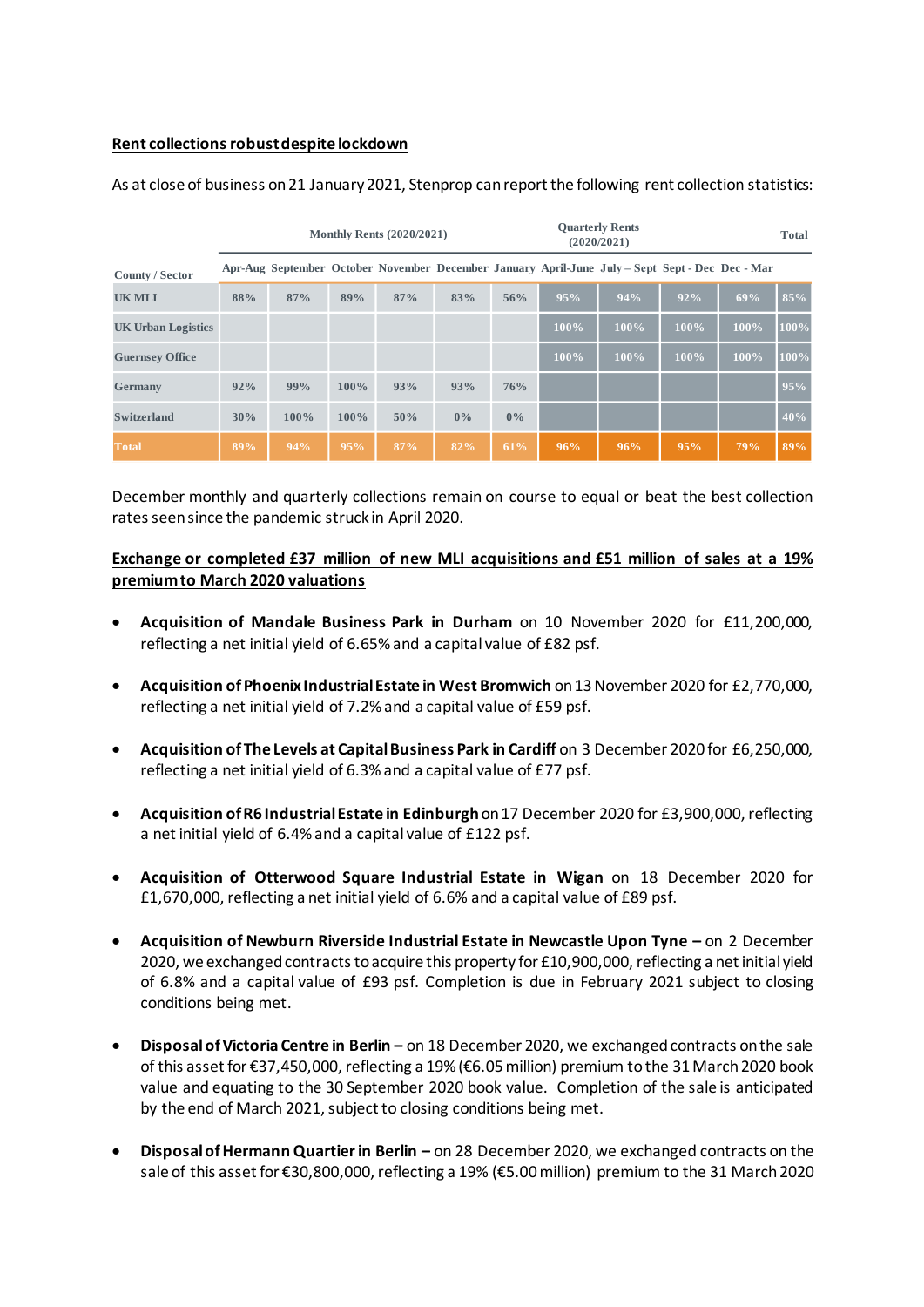**Rent collections robust despite lockdown**

As at close of business on 21 January 2021, Stenprop can report the following rent collection statistics:

| | Monthly Rents (2020/2021) | | | | | | Quarterly Rents (2020/2021) | | | | Total |
|---|---|---|---|---|---|---|---|---|---|---|---|
| County / Sector | Apr-Aug | September | October | November | December | January | April-June | July – Sept | Sept - Dec | Dec - Mar | |
| UK MLI | 88% | 87% | 89% | 87% | 83% | 56% | 95% | 94% | 92% | 69% | 85% |
| UK Urban Logistics | | | | | | | 100% | 100% | 100% | 100% | 100% |
| Guernsey Office | | | | | | | 100% | 100% | 100% | 100% | 100% |
| Germany | 92% | 99% | 100% | 93% | 93% | 76% | | | | | 95% |
| Switzerland | 30% | 100% | 100% | 50% | 0% | 0% | | | | | 40% |
| Total | 89% | 94% | 95% | 87% | 82% | 61% | 96% | 96% | 95% | 79% | 89% |

December monthly and quarterly collections remain on course to equal or beat the best collection rates seen since the pandemic struck in April 2020.

**Exchange or completed £37 million of new MLI acquisitions and £51 million of sales at a 19% premium to March 2020 valuations**

- **Acquisition of Mandale Business Park in Durham** on 10 November 2020 for £11,200,000, reflecting a net initial yield of 6.65% and a capital value of £82 psf.
- **Acquisition of Phoenix Industrial Estate in West Bromwich** on 13 November 2020 for £2,770,000, reflecting a net initial yield of 7.2% and a capital value of £59 psf.
- **Acquisition of The Levels at Capital Business Park in Cardiff** on 3 December 2020 for £6,250,000, reflecting a net initial yield of 6.3% and a capital value of £77 psf.
- **Acquisition of R6 Industrial Estate in Edinburgh** on 17 December 2020 for £3,900,000, reflecting a net initial yield of 6.4% and a capital value of £122 psf.
- **Acquisition of Otterwood Square Industrial Estate in Wigan** on 18 December 2020 for £1,670,000, reflecting a net initial yield of 6.6% and a capital value of £89 psf.
- **Acquisition of Newburn Riverside Industrial Estate in Newcastle Upon Tyne –** on 2 December 2020, we exchanged contracts to acquire this property for £10,900,000, reflecting a net initial yield of 6.8% and a capital value of £93 psf. Completion is due in February 2021 subject to closing conditions being met.
- **Disposal of Victoria Centre in Berlin –** on 18 December 2020, we exchanged contracts on the sale of this asset for €37,450,000, reflecting a 19% (€6.05 million) premium to the 31 March 2020 book value and equating to the 30 September 2020 book value. Completion of the sale is anticipated by the end of March 2021, subject to closing conditions being met.
- **Disposal of Hermann Quartier in Berlin –** on 28 December 2020, we exchanged contracts on the sale of this asset for €30,800,000, reflecting a 19% (€5.00 million) premium to the 31 March 2020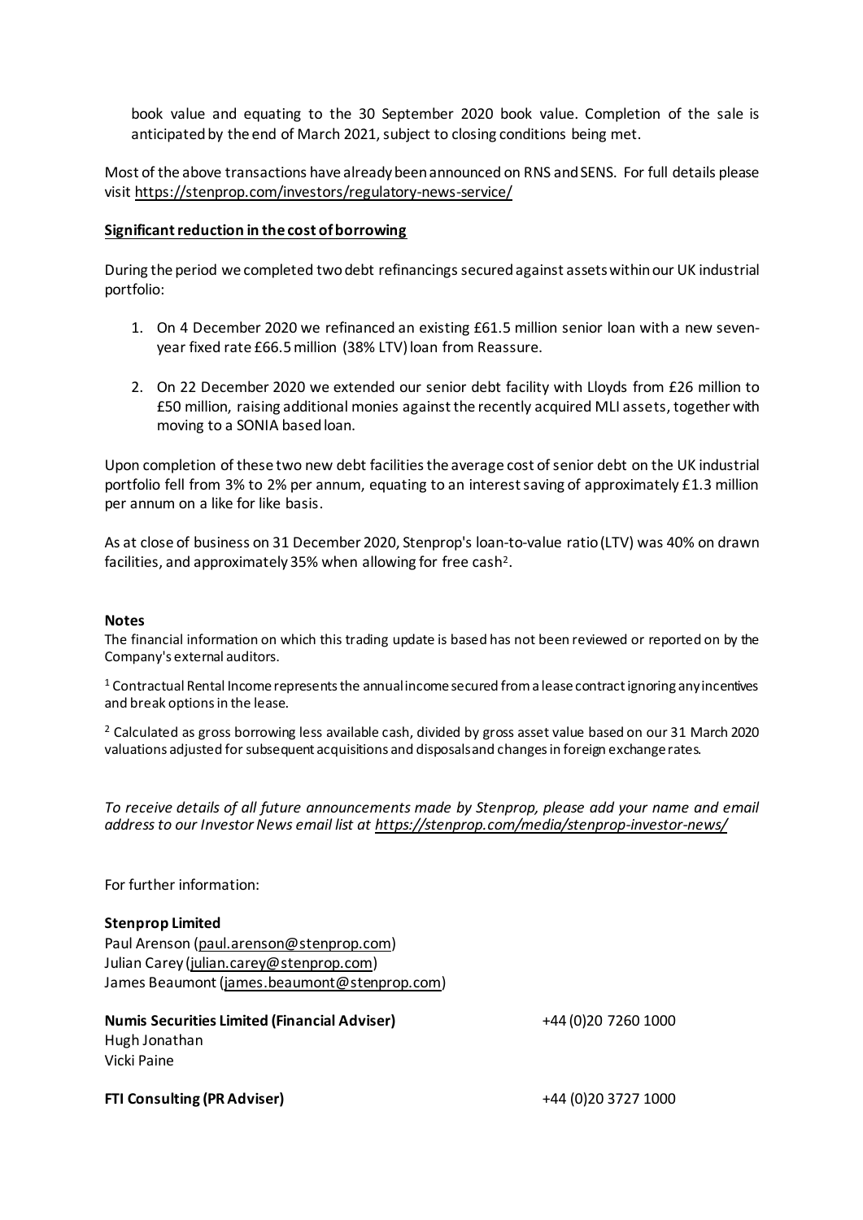book value and equating to the 30 September 2020 book value. Completion of the sale is anticipated by the end of March 2021, subject to closing conditions being met.

Most of the above transactions have already been announced on RNS and SENS. For full details please visit https://stenprop.com/investors/regulatory-news-service/

**Significant reduction in the cost of borrowing**

During the period we completed two debt refinancings secured against assets within our UK industrial portfolio:

1. On 4 December 2020 we refinanced an existing £61.5 million senior loan with a new seven-year fixed rate £66.5 million (38% LTV) loan from Reassure.

2. On 22 December 2020 we extended our senior debt facility with Lloyds from £26 million to £50 million, raising additional monies against the recently acquired MLI assets, together with moving to a SONIA based loan.

Upon completion of these two new debt facilities the average cost of senior debt on the UK industrial portfolio fell from 3% to 2% per annum, equating to an interest saving of approximately £1.3 million per annum on a like for like basis.

As at close of business on 31 December 2020, Stenprop's loan-to-value ratio (LTV) was 40% on drawn facilities, and approximately 35% when allowing for free cash[2].

**Notes**

The financial information on which this trading update is based has not been reviewed or reported on by the Company's external auditors.

[1] Contractual Rental Income represents the annual income secured from a lease contract ignoring any incentives and break options in the lease.

[2] Calculated as gross borrowing less available cash, divided by gross asset value based on our 31 March 2020 valuations adjusted for subsequent acquisitions and disposals and changes in foreign exchange rates.

*To receive details of all future announcements made by Stenprop, please add your name and email address to our Investor News email list at https://stenprop.com/media/stenprop-investor-news/*

For further information:

**Stenprop Limited**
Paul Arenson (paul.arenson@stenprop.com)
Julian Carey (julian.carey@stenprop.com)
James Beaumont (james.beaumont@stenprop.com)

**Numis Securities Limited (Financial Adviser)** +44 (0)20 7260 1000
Hugh Jonathan
Vicki Paine

**FTI Consulting (PR Adviser)** +44 (0)20 3727 1000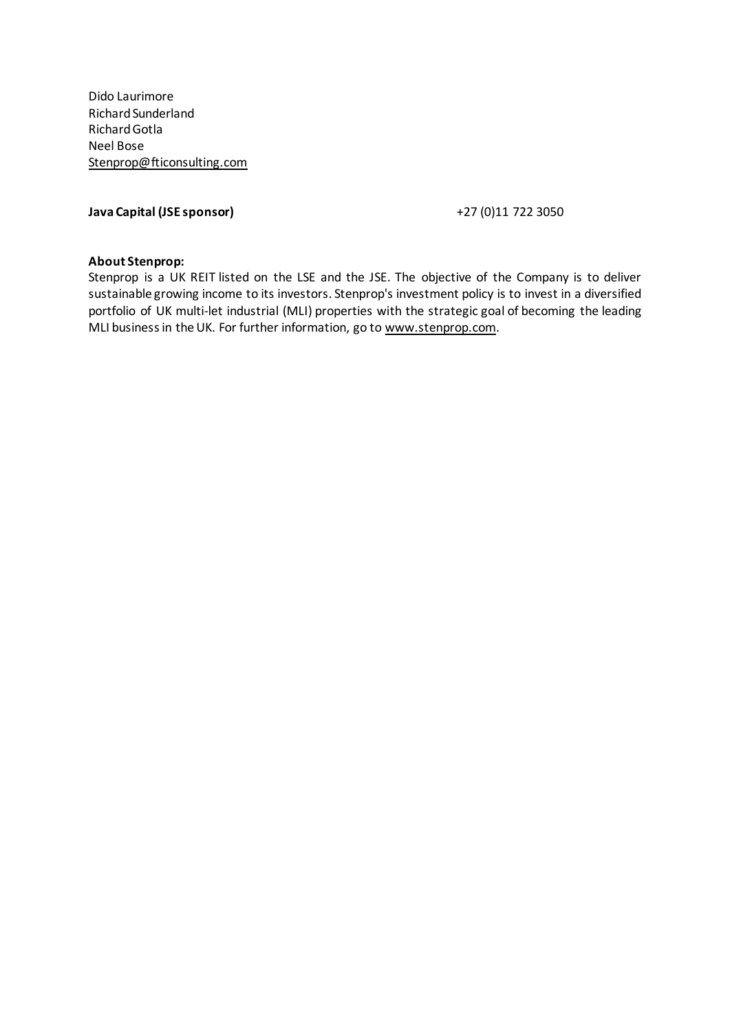Dido Laurimore
Richard Sunderland
Richard Gotla
Neel Bose
Stenprop@fticonsulting.com

**Java Capital (JSE sponsor)** +27 (0)11 722 3050

**About Stenprop:**

Stenprop is a UK REIT listed on the LSE and the JSE. The objective of the Company is to deliver sustainable growing income to its investors. Stenprop's investment policy is to invest in a diversified portfolio of UK multi-let industrial (MLI) properties with the strategic goal of becoming the leading MLI business in the UK. For further information, go to www.stenprop.com.